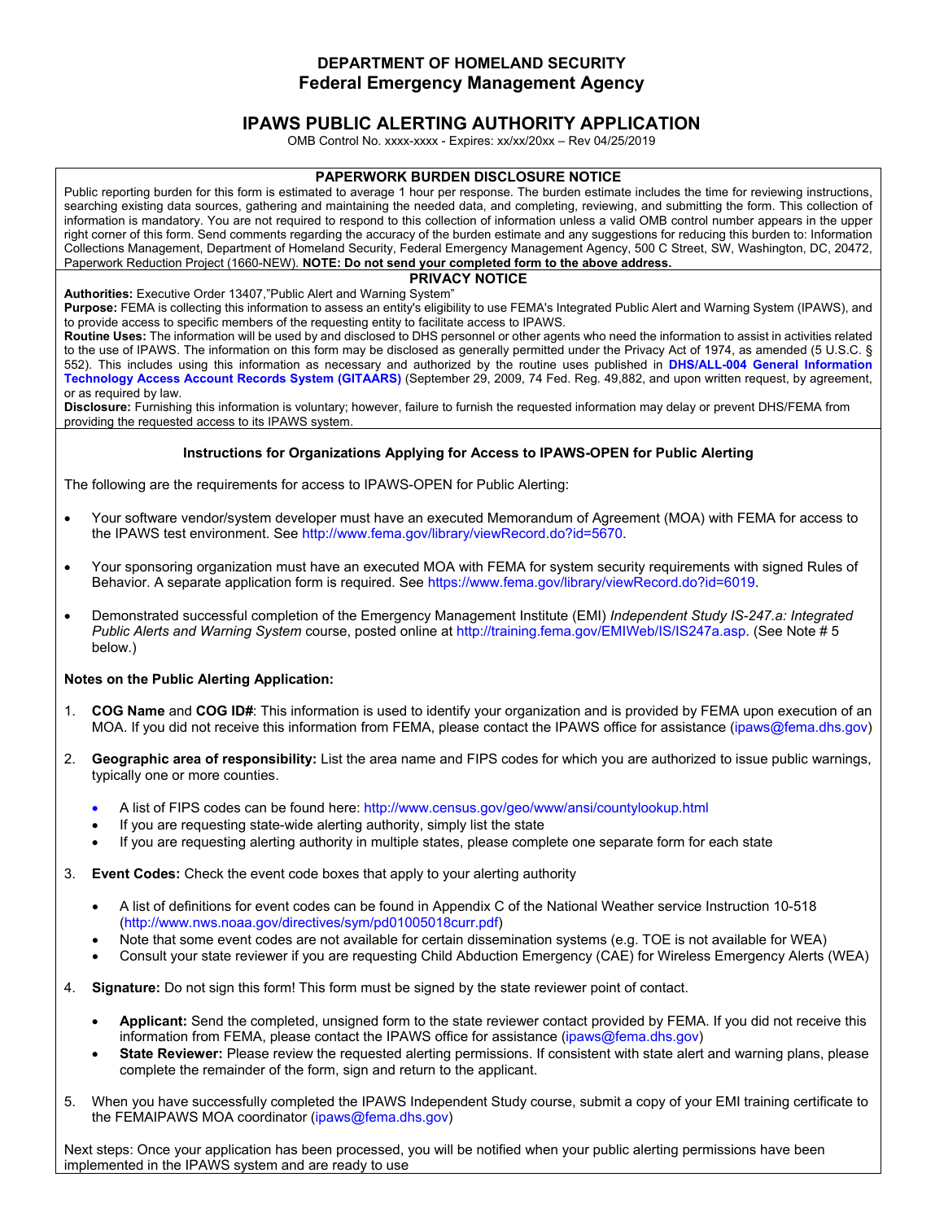# DEPARTMENT OF HOMELAND SECURITY
## Federal Emergency Management Agency

## IPAWS PUBLIC ALERTING AUTHORITY APPLICATION

OMB Control No. xxxx-xxxx - Expires: xx/xx/20xx – Rev 04/25/2019

### PAPERWORK BURDEN DISCLOSURE NOTICE

Public reporting burden for this form is estimated to average 1 hour per response. The burden estimate includes the time for reviewing instructions, searching existing data sources, gathering and maintaining the needed data, and completing, reviewing, and submitting the form. This collection of information is mandatory. You are not required to respond to this collection of information unless a valid OMB control number appears in the upper right corner of this form. Send comments regarding the accuracy of the burden estimate and any suggestions for reducing this burden to: Information Collections Management, Department of Homeland Security, Federal Emergency Management Agency, 500 C Street, SW, Washington, DC, 20472, Paperwork Reduction Project (1660-NEW). **NOTE: Do not send your completed form to the above address.**

### PRIVACY NOTICE

**Authorities:** Executive Order 13407,"Public Alert and Warning System"

**Purpose:** FEMA is collecting this information to assess an entity's eligibility to use FEMA's Integrated Public Alert and Warning System (IPAWS), and to provide access to specific members of the requesting entity to facilitate access to IPAWS.

**Routine Uses:** The information will be used by and disclosed to DHS personnel or other agents who need the information to assist in activities related to the use of IPAWS. The information on this form may be disclosed as generally permitted under the Privacy Act of 1974, as amended (5 U.S.C. § 552). This includes using this information as necessary and authorized by the routine uses published in **DHS/ALL-004 General Information Technology Access Account Records System (GITAARS)** (September 29, 2009, 74 Fed. Reg. 49,882, and upon written request, by agreement, or as required by law.

**Disclosure:** Furnishing this information is voluntary; however, failure to furnish the requested information may delay or prevent DHS/FEMA from providing the requested access to its IPAWS system.

### Instructions for Organizations Applying for Access to IPAWS-OPEN for Public Alerting

The following are the requirements for access to IPAWS-OPEN for Public Alerting:

- Your software vendor/system developer must have an executed Memorandum of Agreement (MOA) with FEMA for access to the IPAWS test environment. See http://www.fema.gov/library/viewRecord.do?id=5670.
- Your sponsoring organization must have an executed MOA with FEMA for system security requirements with signed Rules of Behavior. A separate application form is required. See https://www.fema.gov/library/viewRecord.do?id=6019.
- Demonstrated successful completion of the Emergency Management Institute (EMI) *Independent Study IS-247.a: Integrated Public Alerts and Warning System* course, posted online at http://training.fema.gov/EMIWeb/IS/IS247a.asp. (See Note # 5 below.)

**Notes on the Public Alerting Application:**

1. **COG Name** and **COG ID#**: This information is used to identify your organization and is provided by FEMA upon execution of an MOA. If you did not receive this information from FEMA, please contact the IPAWS office for assistance (ipaws@fema.dhs.gov)
2. **Geographic area of responsibility:** List the area name and FIPS codes for which you are authorized to issue public warnings, typically one or more counties.
   - A list of FIPS codes can be found here: http://www.census.gov/geo/www/ansi/countylookup.html
   - If you are requesting state-wide alerting authority, simply list the state
   - If you are requesting alerting authority in multiple states, please complete one separate form for each state
3. **Event Codes:** Check the event code boxes that apply to your alerting authority
   - A list of definitions for event codes can be found in Appendix C of the National Weather service Instruction 10-518 (http://www.nws.noaa.gov/directives/sym/pd01005018curr.pdf)
   - Note that some event codes are not available for certain dissemination systems (e.g. TOE is not available for WEA)
   - Consult your state reviewer if you are requesting Child Abduction Emergency (CAE) for Wireless Emergency Alerts (WEA)
4. **Signature:** Do not sign this form! This form must be signed by the state reviewer point of contact.
   - **Applicant:** Send the completed, unsigned form to the state reviewer contact provided by FEMA. If you did not receive this information from FEMA, please contact the IPAWS office for assistance (ipaws@fema.dhs.gov)
   - **State Reviewer:** Please review the requested alerting permissions. If consistent with state alert and warning plans, please complete the remainder of the form, sign and return to the applicant.
5. When you have successfully completed the IPAWS Independent Study course, submit a copy of your EMI training certificate to the FEMAIPAWS MOA coordinator (ipaws@fema.dhs.gov)

Next steps: Once your application has been processed, you will be notified when your public alerting permissions have been implemented in the IPAWS system and are ready to use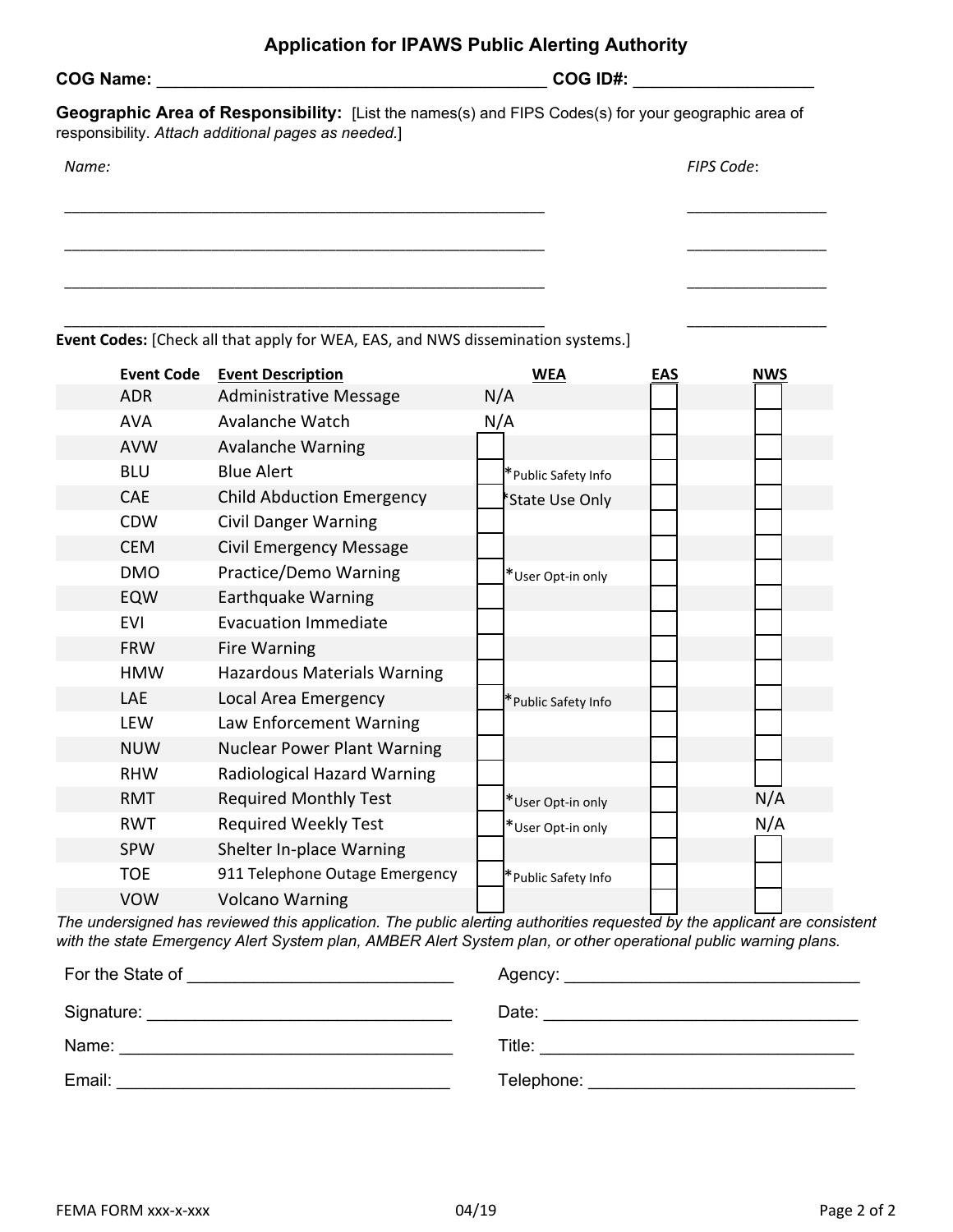## Application for IPAWS Public Alerting Authority

**COG Name:** ________________________________________ **COG ID#:** ___________________

**Geographic Area of Responsibility:** [List the names(s) and FIPS Codes(s) for your geographic area of responsibility. *Attach additional pages as needed.*]

| *Name:* | *FIPS Code*: |
|---|---|
| ________________________________________ | ________________ |
| ________________________________________ | ________________ |
| ________________________________________ | ________________ |
| ________________________________________ | ________________ |

**Event Codes:** [Check all that apply for WEA, EAS, and NWS dissemination systems.]

| Event Code | Event Description | WEA | EAS | NWS |
|---|---|---|---|---|
| ADR | Administrative Message | N/A | ☐ | ☐ |
| AVA | Avalanche Watch | N/A | ☐ | ☐ |
| AVW | Avalanche Warning | ☐ | ☐ | ☐ |
| BLU | Blue Alert | ☐ *Public Safety Info | ☐ | ☐ |
| CAE | Child Abduction Emergency | ☐ *State Use Only | ☐ | ☐ |
| CDW | Civil Danger Warning | ☐ | ☐ | ☐ |
| CEM | Civil Emergency Message | ☐ | ☐ | ☐ |
| DMO | Practice/Demo Warning | ☐ *User Opt-in only | ☐ | ☐ |
| EQW | Earthquake Warning | ☐ | ☐ | ☐ |
| EVI | Evacuation Immediate | ☐ | ☐ | ☐ |
| FRW | Fire Warning | ☐ | ☐ | ☐ |
| HMW | Hazardous Materials Warning | ☐ | ☐ | ☐ |
| LAE | Local Area Emergency | ☐ *Public Safety Info | ☐ | ☐ |
| LEW | Law Enforcement Warning | ☐ | ☐ | ☐ |
| NUW | Nuclear Power Plant Warning | ☐ | ☐ | ☐ |
| RHW | Radiological Hazard Warning | ☐ | ☐ | ☐ |
| RMT | Required Monthly Test | ☐ *User Opt-in only | ☐ | N/A |
| RWT | Required Weekly Test | ☐ *User Opt-in only | ☐ | N/A |
| SPW | Shelter In-place Warning | ☐ | ☐ | ☐ |
| TOE | 911 Telephone Outage Emergency | ☐ *Public Safety Info | ☐ | ☐ |
| VOW | Volcano Warning | ☐ | ☐ | ☐ |

*The undersigned has reviewed this application. The public alerting authorities requested by the applicant are consistent with the state Emergency Alert System plan, AMBER Alert System plan, or other operational public warning plans.*

For the State of ___________________________ Agency: _______________________________

Signature: _______________________________ Date: ________________________________

Name: ___________________________________ Title: ________________________________

Email: ___________________________________ Telephone: ____________________________

FEMA FORM xxx-x-xxx 04/19